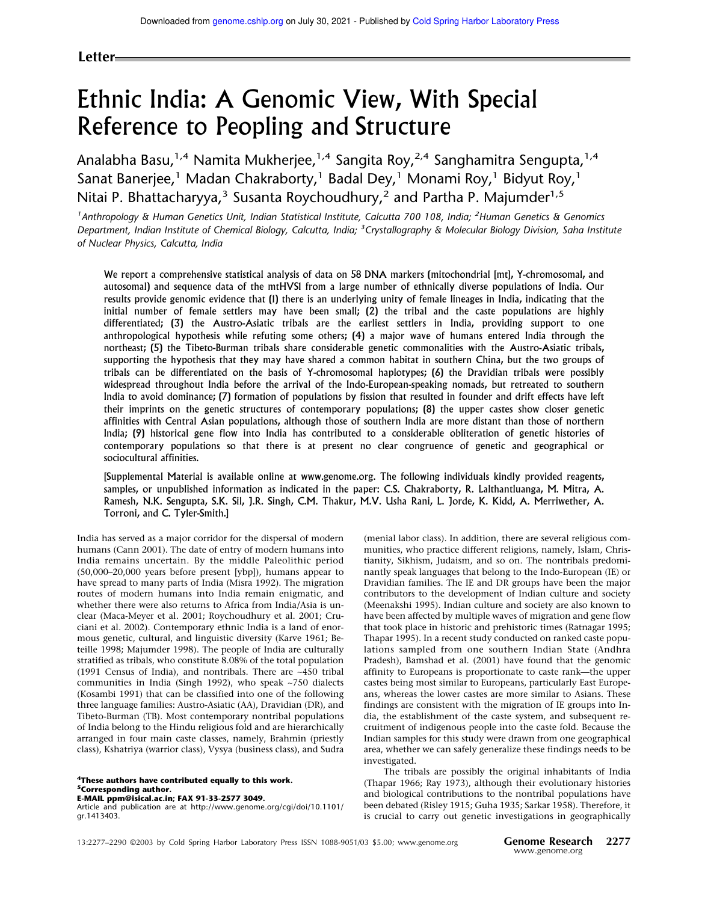Letter

# Ethnic India: A Genomic View, With Special Reference to Peopling and Structure

Analabha Basu,[1,4] Namita Mukherjee,[1,4] Sangita Roy,[2,4] Sanghamitra Sengupta,[1,4] Sanat Banerjee,[1] Madan Chakraborty,[1] Badal Dey,[1] Monami Roy,[1] Bidyut Roy,[1] Nitai P. Bhattacharyya,[3] Susanta Roychoudhury,[2] and Partha P. Majumder[1,5]

[1]Anthropology & Human Genetics Unit, Indian Statistical Institute, Calcutta 700 108, India; [2]Human Genetics & Genomics Department, Indian Institute of Chemical Biology, Calcutta, India; [3]Crystallography & Molecular Biology Division, Saha Institute of Nuclear Physics, Calcutta, India

**We report a comprehensive statistical analysis of data on 58 DNA markers (mitochondrial [mt], Y-chromosomal, and autosomal) and sequence data of the mtHVSI from a large number of ethnically diverse populations of India. Our results provide genomic evidence that (I) there is an underlying unity of female lineages in India, indicating that the initial number of female settlers may have been small; (2) the tribal and the caste populations are highly differentiated; (3) the Austro-Asiatic tribals are the earliest settlers in India, providing support to one anthropological hypothesis while refuting some others; (4) a major wave of humans entered India through the northeast; (5) the Tibeto-Burman tribals share considerable genetic commonalities with the Austro-Asiatic tribals, supporting the hypothesis that they may have shared a common habitat in southern China, but the two groups of tribals can be differentiated on the basis of Y-chromosomal haplotypes; (6) the Dravidian tribals were possibly widespread throughout India before the arrival of the Indo-European-speaking nomads, but retreated to southern India to avoid dominance; (7) formation of populations by fission that resulted in founder and drift effects have left their imprints on the genetic structures of contemporary populations; (8) the upper castes show closer genetic affinities with Central Asian populations, although those of southern India are more distant than those of northern India; (9) historical gene flow into India has contributed to a considerable obliteration of genetic histories of contemporary populations so that there is at present no clear congruence of genetic and geographical or sociocultural affinities.**

**[Supplemental Material is available online at www.genome.org. The following individuals kindly provided reagents, samples, or unpublished information as indicated in the paper: C.S. Chakraborty, R. Lalthantluanga, M. Mitra, A. Ramesh, N.K. Sengupta, S.K. Sil, J.R. Singh, C.M. Thakur, M.V. Usha Rani, L. Jorde, K. Kidd, A. Merriwether, A. Torroni, and C. Tyler-Smith.]**

India has served as a major corridor for the dispersal of modern humans (Cann 2001). The date of entry of modern humans into India remains uncertain. By the middle Paleolithic period (50,000–20,000 years before present [ybp]), humans appear to have spread to many parts of India (Misra 1992). The migration routes of modern humans into India remain enigmatic, and whether there were also returns to Africa from India/Asia is unclear (Maca-Meyer et al. 2001; Roychoudhury et al. 2001; Cruciani et al. 2002). Contemporary ethnic India is a land of enormous genetic, cultural, and linguistic diversity (Karve 1961; Beteille 1998; Majumder 1998). The people of India are culturally stratified as tribals, who constitute 8.08% of the total population (1991 Census of India), and nontribals. There are ~450 tribal communities in India (Singh 1992), who speak ~750 dialects (Kosambi 1991) that can be classified into one of the following three language families: Austro-Asiatic (AA), Dravidian (DR), and Tibeto-Burman (TB). Most contemporary nontribal populations of India belong to the Hindu religious fold and are hierarchically arranged in four main caste classes, namely, Brahmin (priestly class), Kshatriya (warrior class), Vysya (business class), and Sudra (menial labor class). In addition, there are several religious communities, who practice different religions, namely, Islam, Christianity, Sikhism, Judaism, and so on. The nontribals predominantly speak languages that belong to the Indo-European (IE) or Dravidian families. The IE and DR groups have been the major contributors to the development of Indian culture and society (Meenakshi 1995). Indian culture and society are also known to have been affected by multiple waves of migration and gene flow that took place in historic and prehistoric times (Ratnagar 1995; Thapar 1995). In a recent study conducted on ranked caste populations sampled from one southern Indian State (Andhra Pradesh), Bamshad et al. (2001) have found that the genomic affinity to Europeans is proportionate to caste rank—the upper castes being most similar to Europeans, particularly East Europeans, whereas the lower castes are more similar to Asians. These findings are consistent with the migration of IE groups into India, the establishment of the caste system, and subsequent recruitment of indigenous people into the caste fold. Because the Indian samples for this study were drawn from one geographical area, whether we can safely generalize these findings needs to be investigated.

The tribals are possibly the original inhabitants of India (Thapar 1966; Ray 1973), although their evolutionary histories and biological contributions to the nontribal populations have been debated (Risley 1915; Guha 1935; Sarkar 1958). Therefore, it is crucial to carry out genetic investigations in geographically

[4]**These authors have contributed equally to this work.**
[5]**Corresponding author.**
**E-MAIL ppm@isical.ac.in; FAX 91-33-2577 3049.**
Article and publication are at http://www.genome.org/cgi/doi/10.1101/gr.1413403.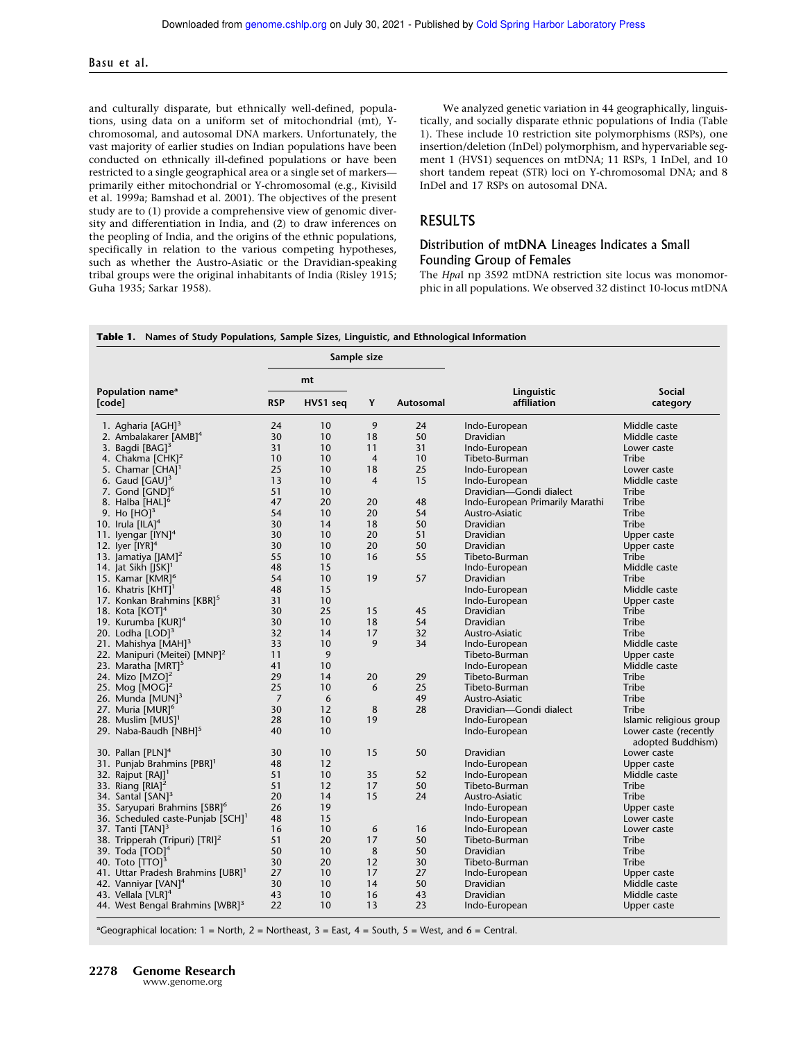and culturally disparate, but ethnically well-defined, populations, using data on a uniform set of mitochondrial (mt), Y-chromosomal, and autosomal DNA markers. Unfortunately, the vast majority of earlier studies on Indian populations have been conducted on ethnically ill-defined populations or have been restricted to a single geographical area or a single set of markers—primarily either mitochondrial or Y-chromosomal (e.g., Kivisild et al. 1999a; Bamshad et al. 2001). The objectives of the present study are to (1) provide a comprehensive view of genomic diversity and differentiation in India, and (2) to draw inferences on the peopling of India, and the origins of the ethnic populations, specifically in relation to the various competing hypotheses, such as whether the Austro-Asiatic or the Dravidian-speaking tribal groups were the original inhabitants of India (Risley 1915; Guha 1935; Sarkar 1958).

We analyzed genetic variation in 44 geographically, linguistically, and socially disparate ethnic populations of India (Table 1). These include 10 restriction site polymorphisms (RSPs), one insertion/deletion (InDel) polymorphism, and hypervariable segment 1 (HVS1) sequences on mtDNA; 11 RSPs, 1 InDel, and 10 short tandem repeat (STR) loci on Y-chromosomal DNA; and 8 InDel and 17 RSPs on autosomal DNA.

## RESULTS

### Distribution of mtDNA Lineages Indicates a Small Founding Group of Females

The *Hpa*I np 3592 mtDNA restriction site locus was monomorphic in all populations. We observed 32 distinct 10-locus mtDNA

**Table 1.** Names of Study Populations, Sample Sizes, Linguistic, and Ethnological Information

| Population name[a] [code] | Sample size | | | | Linguistic affiliation | Social category |
|---|---|---|---|---|---|---|
| | mt | | Y | Autosomal | | |
| | RSP | HVS1 seq | | | | |
| 1. Agharia [AGH][3] | 24 | 10 | 9 | 24 | Indo-European | Middle caste |
| 2. Ambalakarer [AMB][4] | 30 | 10 | 18 | 50 | Dravidian | Middle caste |
| 3. Bagdi [BAG][3] | 31 | 10 | 11 | 31 | Indo-European | Lower caste |
| 4. Chakma [CHK][2] | 10 | 10 | 4 | 10 | Tibeto-Burman | Tribe |
| 5. Chamar [CHA][1] | 25 | 10 | 18 | 25 | Indo-European | Lower caste |
| 6. Gaud [GAU][3] | 13 | 10 | 4 | 15 | Indo-European | Middle caste |
| 7. Gond [GND][6] | 51 | 10 | | | Dravidian—Gondi dialect | Tribe |
| 8. Halba [HAL][6] | 47 | 20 | 20 | 48 | Indo-European Primarily Marathi | Tribe |
| 9. Ho [HO][3] | 54 | 10 | 20 | 54 | Austro-Asiatic | Tribe |
| 10. Irula [ILA][4] | 30 | 14 | 18 | 50 | Dravidian | Tribe |
| 11. Iyengar [IYN][4] | 30 | 10 | 20 | 51 | Dravidian | Upper caste |
| 12. Iyer [IYR][4] | 30 | 10 | 20 | 50 | Dravidian | Upper caste |
| 13. Jamatiya [JAM][2] | 55 | 10 | 16 | 55 | Tibeto-Burman | Tribe |
| 14. Jat Sikh [JSK][1] | 48 | 15 | | | Indo-European | Middle caste |
| 15. Kamar [KMR][6] | 54 | 10 | 19 | 57 | Dravidian | Tribe |
| 16. Khatris [KHT][1] | 48 | 15 | | | Indo-European | Middle caste |
| 17. Konkan Brahmins [KBR][5] | 31 | 10 | | | Indo-European | Upper caste |
| 18. Kota [KOT][4] | 30 | 25 | 15 | 45 | Dravidian | Tribe |
| 19. Kurumba [KUR][4] | 30 | 10 | 18 | 54 | Dravidian | Tribe |
| 20. Lodha [LOD][3] | 32 | 14 | 17 | 32 | Austro-Asiatic | Tribe |
| 21. Mahishya [MAH][3] | 33 | 10 | 9 | 34 | Indo-European | Middle caste |
| 22. Manipuri (Meitei) [MNP][2] | 11 | 9 | | | Tibeto-Burman | Upper caste |
| 23. Maratha [MRT][5] | 41 | 10 | | | Indo-European | Middle caste |
| 24. Mizo [MZO][2] | 29 | 14 | 20 | 29 | Tibeto-Burman | Tribe |
| 25. Mog [MOG][2] | 25 | 10 | 6 | 25 | Tibeto-Burman | Tribe |
| 26. Munda [MUN][3] | 7 | 6 | | 49 | Austro-Asiatic | Tribe |
| 27. Muria [MUR][6] | 30 | 12 | 8 | 28 | Dravidian—Gondi dialect | Tribe |
| 28. Muslim [MUS][1] | 28 | 10 | 19 | | Indo-European | Islamic religious group |
| 29. Naba-Baudh [NBH][5] | 40 | 10 | | | Indo-European | Lower caste (recently adopted Buddhism) |
| 30. Pallan [PLN][4] | 30 | 10 | 15 | 50 | Dravidian | Lower caste |
| 31. Punjab Brahmins [PBR][1] | 48 | 12 | | | Indo-European | Upper caste |
| 32. Rajput [RAJ][1] | 51 | 10 | 35 | 52 | Indo-European | Middle caste |
| 33. Riang [RIA][2] | 51 | 12 | 17 | 50 | Tibeto-Burman | Tribe |
| 34. Santal [SAN][3] | 20 | 14 | 15 | 24 | Austro-Asiatic | Tribe |
| 35. Saryupari Brahmins [SBR][6] | 26 | 19 | | | Indo-European | Upper caste |
| 36. Scheduled caste-Punjab [SCH][1] | 48 | 15 | | | Indo-European | Lower caste |
| 37. Tanti [TAN][3] | 16 | 10 | 6 | 16 | Indo-European | Lower caste |
| 38. Tripperah (Tripuri) [TRI][2] | 51 | 20 | 17 | 50 | Tibeto-Burman | Tribe |
| 39. Toda [TOD][4] | 50 | 10 | 8 | 50 | Dravidian | Tribe |
| 40. Toto [TTO][3] | 30 | 20 | 12 | 30 | Tibeto-Burman | Tribe |
| 41. Uttar Pradesh Brahmins [UBR][1] | 27 | 10 | 17 | 27 | Indo-European | Upper caste |
| 42. Vanniyar [VAN][4] | 30 | 10 | 14 | 50 | Dravidian | Middle caste |
| 43. Vellala [VLR][4] | 43 | 10 | 16 | 43 | Dravidian | Middle caste |
| 44. West Bengal Brahmins [WBR][3] | 22 | 10 | 13 | 23 | Indo-European | Upper caste |

[a]Geographical location: 1 = North, 2 = Northeast, 3 = East, 4 = South, 5 = West, and 6 = Central.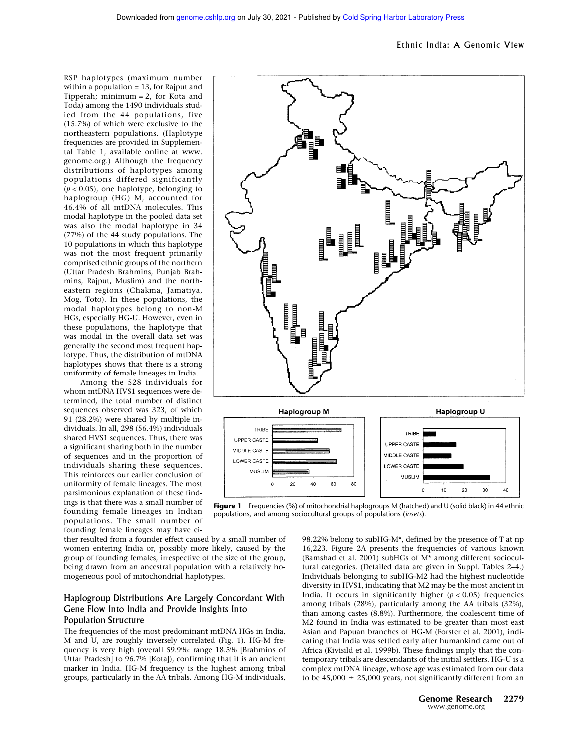RSP haplotypes (maximum number within a population = 13, for Rajput and Tipperah; minimum = 2, for Kota and Toda) among the 1490 individuals studied from the 44 populations, five (15.7%) of which were exclusive to the northeastern populations. (Haplotype frequencies are provided in Supplemental Table 1, available online at www.genome.org.) Although the frequency distributions of haplotypes among populations differed significantly ($p < 0.05$), one haplotype, belonging to haplogroup (HG) M, accounted for 46.4% of all mtDNA molecules. This modal haplotype in the pooled data set was also the modal haplotype in 34 (77%) of the 44 study populations. The 10 populations in which this haplotype was not the most frequent primarily comprised ethnic groups of the northern (Uttar Pradesh Brahmins, Punjab Brahmins, Rajput, Muslim) and the northeastern regions (Chakma, Jamatiya, Mog, Toto). In these populations, the modal haplotypes belong to non-M HGs, especially HG-U. However, even in these populations, the haplotype that was modal in the overall data set was generally the second most frequent haplotype. Thus, the distribution of mtDNA haplotypes shows that there is a strong uniformity of female lineages in India.

Among the 528 individuals for whom mtDNA HVS1 sequences were determined, the total number of distinct sequences observed was 323, of which 91 (28.2%) were shared by multiple individuals. In all, 298 (56.4%) individuals shared HVS1 sequences. Thus, there was a significant sharing both in the number of sequences and in the proportion of individuals sharing these sequences. This reinforces our earlier conclusion of uniformity of female lineages. The most parsimonious explanation of these findings is that there was a small number of founding female lineages in Indian populations. The small number of founding female lineages may have either resulted from a founder effect caused by a small number of women entering India or, possibly more likely, caused by the group of founding females, irrespective of the size of the group, being drawn from an ancestral population with a relatively homogeneous pool of mitochondrial haplotypes.

**Figure 1** Frequencies (%) of mitochondrial haplogroups M (hatched) and U (solid black) in 44 ethnic populations, and among sociocultural groups of populations (*insets*).

## Haplogroup Distributions Are Largely Concordant With Gene Flow Into India and Provide Insights Into Population Structure

The frequencies of the most predominant mtDNA HGs in India, M and U, are roughly inversely correlated (Fig. 1). HG-M frequency is very high (overall 59.9%: range 18.5% [Brahmins of Uttar Pradesh] to 96.7% [Kota]), confirming that it is an ancient marker in India. HG-M frequency is the highest among tribal groups, particularly in the AA tribals. Among HG-M individuals, 98.22% belong to subHG-M*, defined by the presence of T at np 16,223. Figure 2A presents the frequencies of various known (Bamshad et al. 2001) subHGs of M* among different sociocultural categories. (Detailed data are given in Suppl. Tables 2–4.) Individuals belonging to subHG-M2 had the highest nucleotide diversity in HVS1, indicating that M2 may be the most ancient in India. It occurs in significantly higher ($p < 0.05$) frequencies among tribals (28%), particularly among the AA tribals (32%), than among castes (8.8%). Furthermore, the coalescent time of M2 found in India was estimated to be greater than most east Asian and Papuan branches of HG-M (Forster et al. 2001), indicating that India was settled early after humankind came out of Africa (Kivisild et al. 1999b). These findings imply that the contemporary tribals are descendants of the initial settlers. HG-U is a complex mtDNA lineage, whose age was estimated from our data to be 45,000 ± 25,000 years, not significantly different from an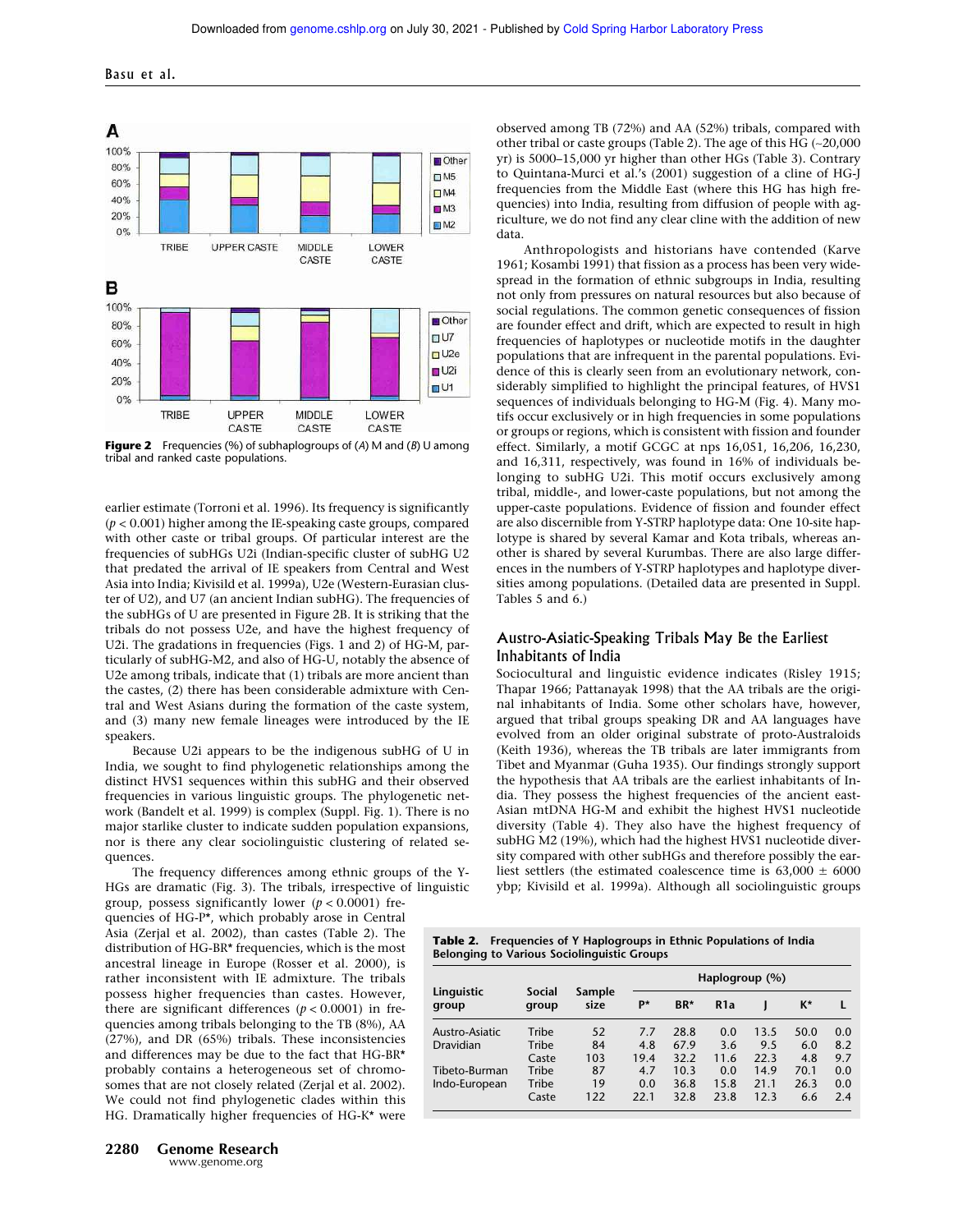Figure 2 Frequencies (%) of subhaplogroups of (A) M and (B) U among tribal and ranked caste populations.

earlier estimate (Torroni et al. 1996). Its frequency is significantly ($p < 0.001$) higher among the IE-speaking caste groups, compared with other caste or tribal groups. Of particular interest are the frequencies of subHGs U2i (Indian-specific cluster of subHG U2 that predated the arrival of IE speakers from Central and West Asia into India; Kivisild et al. 1999a), U2e (Western-Eurasian cluster of U2), and U7 (an ancient Indian subHG). The frequencies of the subHGs of U are presented in Figure 2B. It is striking that the tribals do not possess U2e, and have the highest frequency of U2i. The gradations in frequencies (Figs. 1 and 2) of HG-M, particularly of subHG-M2, and also of HG-U, notably the absence of U2e among tribals, indicate that (1) tribals are more ancient than the castes, (2) there has been considerable admixture with Central and West Asians during the formation of the caste system, and (3) many new female lineages were introduced by the IE speakers.

Because U2i appears to be the indigenous subHG of U in India, we sought to find phylogenetic relationships among the distinct HVS1 sequences within this subHG and their observed frequencies in various linguistic groups. The phylogenetic network (Bandelt et al. 1999) is complex (Suppl. Fig. 1). There is no major starlike cluster to indicate sudden population expansions, nor is there any clear sociolinguistic clustering of related sequences.

The frequency differences among ethnic groups of the Y-HGs are dramatic (Fig. 3). The tribals, irrespective of linguistic group, possess significantly lower ($p < 0.0001$) frequencies of HG-P*, which probably arose in Central Asia (Zerjal et al. 2002), than castes (Table 2). The distribution of HG-BR* frequencies, which is the most ancestral lineage in Europe (Rosser et al. 2000), is rather inconsistent with IE admixture. The tribals possess higher frequencies than castes. However, there are significant differences ($p < 0.0001$) in frequencies among tribals belonging to the TB (8%), AA (27%), and DR (65%) tribals. These inconsistencies and differences may be due to the fact that HG-BR* probably contains a heterogeneous set of chromosomes that are not closely related (Zerjal et al. 2002). We could not find phylogenetic clades within this HG. Dramatically higher frequencies of HG-K* were observed among TB (72%) and AA (52%) tribals, compared with other tribal or caste groups (Table 2). The age of this HG (~20,000 yr) is 5000–15,000 yr higher than other HGs (Table 3). Contrary to Quintana-Murci et al.'s (2001) suggestion of a cline of HG-J frequencies from the Middle East (where this HG has high frequencies) into India, resulting from diffusion of people with agriculture, we do not find any clear cline with the addition of new data.

Anthropologists and historians have contended (Karve 1961; Kosambi 1991) that fission as a process has been very widespread in the formation of ethnic subgroups in India, resulting not only from pressures on natural resources but also because of social regulations. The common genetic consequences of fission are founder effect and drift, which are expected to result in high frequencies of haplotypes or nucleotide motifs in the daughter populations that are infrequent in the parental populations. Evidence of this is clearly seen from an evolutionary network, considerably simplified to highlight the principal features, of HVS1 sequences of individuals belonging to HG-M (Fig. 4). Many motifs occur exclusively or in high frequencies in some populations or groups or regions, which is consistent with fission and founder effect. Similarly, a motif GCGC at nps 16,051, 16,206, 16,230, and 16,311, respectively, was found in 16% of individuals belonging to subHG U2i. This motif occurs exclusively among tribal, middle-, and lower-caste populations, but not among the upper-caste populations. Evidence of fission and founder effect are also discernible from Y-STRP haplotype data: One 10-site haplotype is shared by several Kamar and Kota tribals, whereas another is shared by several Kurumbas. There are also large differences in the numbers of Y-STRP haplotypes and haplotype diversities among populations. (Detailed data are presented in Suppl. Tables 5 and 6.)

## Austro-Asiatic-Speaking Tribals May Be the Earliest Inhabitants of India

Sociocultural and linguistic evidence indicates (Risley 1915; Thapar 1966; Pattanayak 1998) that the AA tribals are the original inhabitants of India. Some other scholars have, however, argued that tribal groups speaking DR and AA languages have evolved from an older original substrate of proto-Australoids (Keith 1936), whereas the TB tribals are later immigrants from Tibet and Myanmar (Guha 1935). Our findings strongly support the hypothesis that AA tribals are the earliest inhabitants of India. They possess the highest frequencies of the ancient east-Asian mtDNA HG-M and exhibit the highest HVS1 nucleotide diversity (Table 4). They also have the highest frequency of subHG M2 (19%), which had the highest HVS1 nucleotide diversity compared with other subHGs and therefore possibly the earliest settlers (the estimated coalescence time is 63,000 ± 6000 ybp; Kivisild et al. 1999a). Although all sociolinguistic groups

**Table 2.** Frequencies of Y Haplogroups in Ethnic Populations of India Belonging to Various Sociolinguistic Groups

| Linguistic group | Social group | Sample size | Haplogroup (%) | | | | | |
|---|---|---|---|---|---|---|---|---|
| | | | P* | BR* | R1a | J | K* | L |
| Austro-Asiatic | Tribe | 52 | 7.7 | 28.8 | 0.0 | 13.5 | 50.0 | 0.0 |
| Dravidian | Tribe | 84 | 4.8 | 67.9 | 3.6 | 9.5 | 6.0 | 8.2 |
| | Caste | 103 | 19.4 | 32.2 | 11.6 | 22.3 | 4.8 | 9.7 |
| Tibeto-Burman | Tribe | 87 | 4.7 | 10.3 | 0.0 | 14.9 | 70.1 | 0.0 |
| Indo-European | Tribe | 19 | 0.0 | 36.8 | 15.8 | 21.1 | 26.3 | 0.0 |
| | Caste | 122 | 22.1 | 32.8 | 23.8 | 12.3 | 6.6 | 2.4 |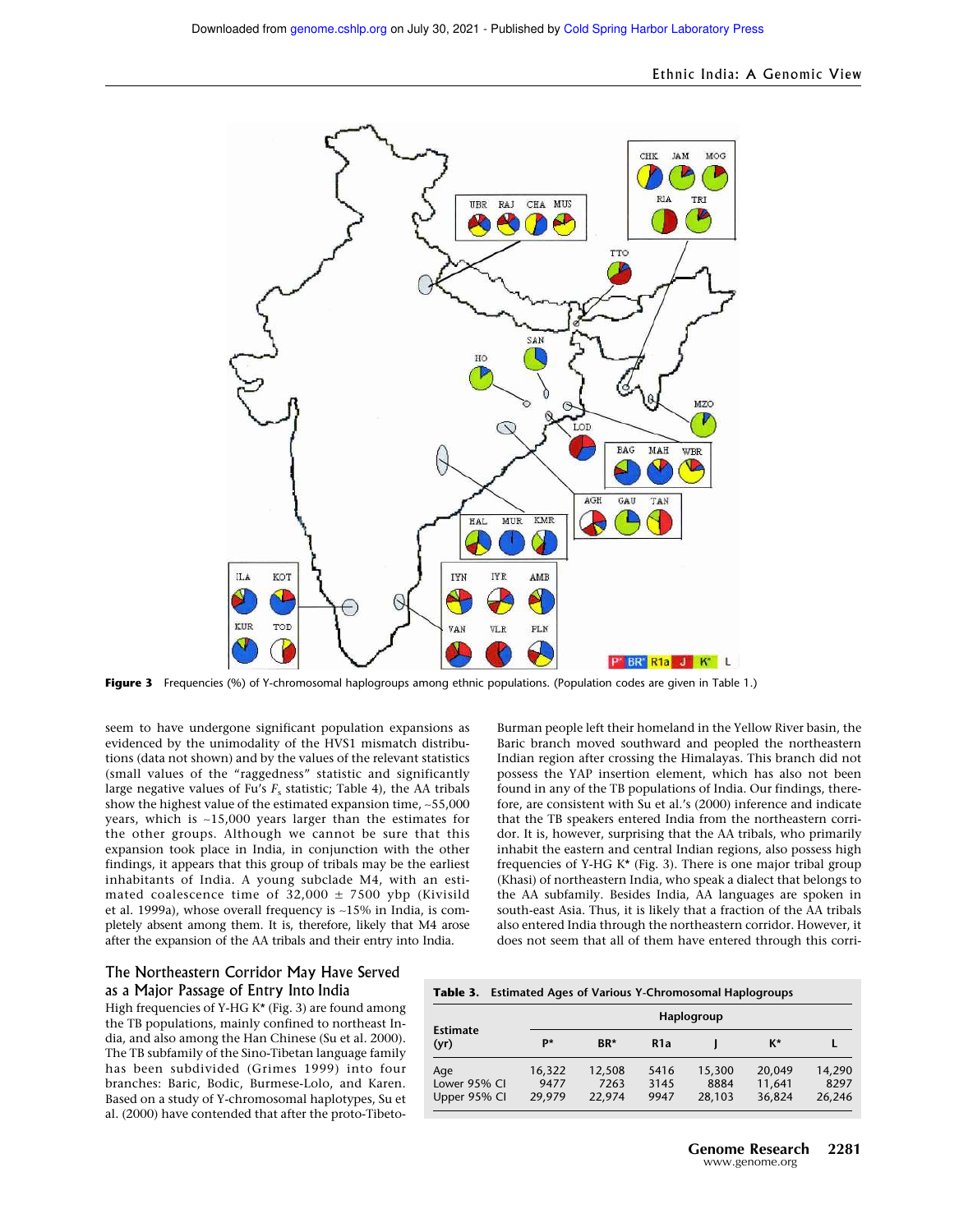Figure 3 Frequencies (%) of Y-chromosomal haplogroups among ethnic populations. (Population codes are given in Table 1.)

seem to have undergone significant population expansions as evidenced by the unimodality of the HVS1 mismatch distributions (data not shown) and by the values of the relevant statistics (small values of the "raggedness" statistic and significantly large negative values of Fu's $F_s$ statistic; Table 4), the AA tribals show the highest value of the estimated expansion time, ~55,000 years, which is ~15,000 years larger than the estimates for the other groups. Although we cannot be sure that this expansion took place in India, in conjunction with the other findings, it appears that this group of tribals may be the earliest inhabitants of India. A young subclade M4, with an estimated coalescence time of 32,000 ± 7500 ybp (Kivisild et al. 1999a), whose overall frequency is ~15% in India, is completely absent among them. It is, therefore, likely that M4 arose after the expansion of the AA tribals and their entry into India.

## The Northeastern Corridor May Have Served as a Major Passage of Entry Into India

High frequencies of Y-HG K* (Fig. 3) are found among the TB populations, mainly confined to northeast India, and also among the Han Chinese (Su et al. 2000). The TB subfamily of the Sino-Tibetan language family has been subdivided (Grimes 1999) into four branches: Baric, Bodic, Burmese-Lolo, and Karen. Based on a study of Y-chromosomal haplotypes, Su et al. (2000) have contended that after the proto-Tibeto-Burman people left their homeland in the Yellow River basin, the Baric branch moved southward and peopled the northeastern Indian region after crossing the Himalayas. This branch did not possess the YAP insertion element, which has also not been found in any of the TB populations of India. Our findings, therefore, are consistent with Su et al.'s (2000) inference and indicate that the TB speakers entered India from the northeastern corridor. It is, however, surprising that the AA tribals, who primarily inhabit the eastern and central Indian regions, also possess high frequencies of Y-HG K* (Fig. 3). There is one major tribal group (Khasi) of northeastern India, who speak a dialect that belongs to the AA subfamily. Besides India, AA languages are spoken in south-east Asia. Thus, it is likely that a fraction of the AA tribals also entered India through the northeastern corridor. However, it does not seem that all of them have entered through this corri-

**Table 3.** Estimated Ages of Various Y-Chromosomal Haplogroups

| Estimate (yr) | Haplogroup | | | | | |
|---|---|---|---|---|---|---|
| | P* | BR* | R1a | J | K* | L |
| Age | 16,322 | 12,508 | 5416 | 15,300 | 20,049 | 14,290 |
| Lower 95% CI | 9477 | 7263 | 3145 | 8884 | 11,641 | 8297 |
| Upper 95% CI | 29,979 | 22,974 | 9947 | 28,103 | 36,824 | 26,246 |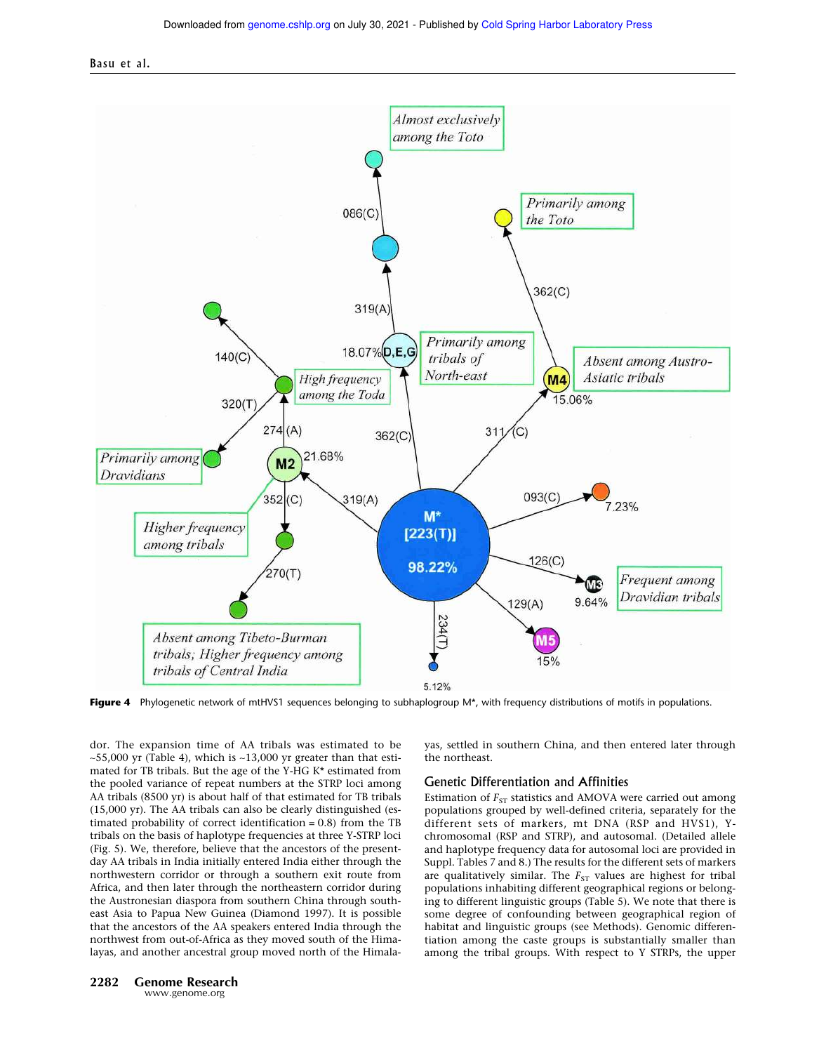**Figure 4** Phylogenetic network of mtHVS1 sequences belonging to subhaplogroup M*, with frequency distributions of motifs in populations.

dor. The expansion time of AA tribals was estimated to be ~55,000 yr (Table 4), which is ~13,000 yr greater than that estimated for TB tribals. But the age of the Y-HG K* estimated from the pooled variance of repeat numbers at the STRP loci among AA tribals (8500 yr) is about half of that estimated for TB tribals (15,000 yr). The AA tribals can also be clearly distinguished (estimated probability of correct identification = 0.8) from the TB tribals on the basis of haplotype frequencies at three Y-STRP loci (Fig. 5). We, therefore, believe that the ancestors of the present-day AA tribals in India initially entered India either through the northwestern corridor or through a southern exit route from Africa, and then later through the northeastern corridor during the Austronesian diaspora from southern China through southeast Asia to Papua New Guinea (Diamond 1997). It is possible that the ancestors of the AA speakers entered India through the northwest from out-of-Africa as they moved south of the Himalayas, and another ancestral group moved north of the Himalayas, settled in southern China, and then entered later through the northeast.

## Genetic Differentiation and Affinities

Estimation of $F_{ST}$ statistics and AMOVA were carried out among populations grouped by well-defined criteria, separately for the different sets of markers, mt DNA (RSP and HVS1), Y-chromosomal (RSP and STRP), and autosomal. (Detailed allele and haplotype frequency data for autosomal loci are provided in Suppl. Tables 7 and 8.) The results for the different sets of markers are qualitatively similar. The $F_{ST}$ values are highest for tribal populations inhabiting different geographical regions or belonging to different linguistic groups (Table 5). We note that there is some degree of confounding between geographical region of habitat and linguistic groups (see Methods). Genomic differentiation among the caste groups is substantially smaller than among the tribal groups. With respect to Y STRPs, the upper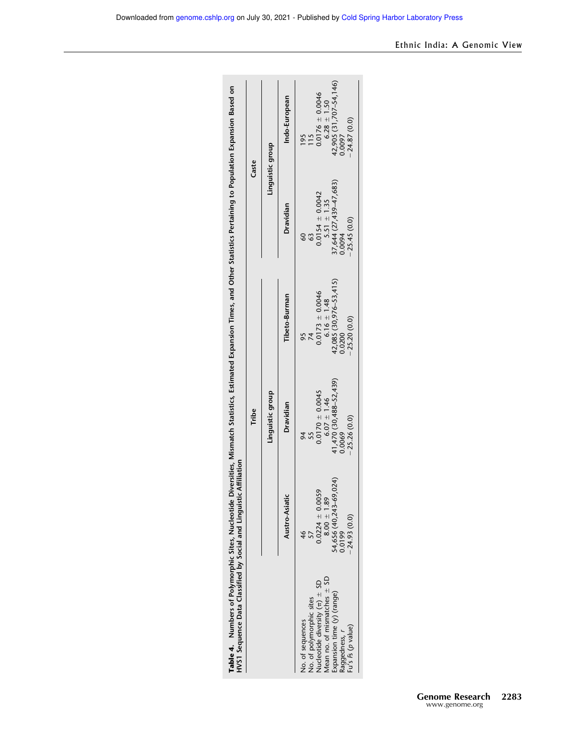**Table 4.** Numbers of Polymorphic Sites, Nucleotide Diversities, Mismatch Statistics, Estimated Expansion Times, and Other Statistics Pertaining to Population Expansion Based on HVS1 Sequence Data Classified by Social and Linguistic Affiliation

| | Tribe | | | Caste | |
|---|---|---|---|---|---|
| | Linguistic group | | | Linguistic group | |
| | Austro-Asiatic | Dravidian | Tibeto-Burman | Dravidian | Indo-European |
| No. of sequences | 46 | 94 | 95 | 60 | 195 |
| No. of polymorphic sites | 57 | 55 | 74 | 63 | 115 |
| Nucleotide diversity ($\pi$) ± SD | 0.0224 ± 0.0059 | 0.0170 ± 0.0045 | 0.0173 ± 0.0046 | 0.0154 ± 0.0042 | 0.0176 ± 0.0046 |
| Mean no. of mismatches ± SD | 8.00 ± 1.89 | 6.07 ± 1.46 | 6.16 ± 1.48 | 5.51 ± 1.35 | 6.28 ± 1.50 |
| Expansion time (y) (range) | 54,656 (40,243–69,024) | 41,470 (30,488–52,439) | 42,085 (30,976–53,415) | 37,644 (27,439–47,683) | 42,905 (31,707–54,146) |
| Raggedness, $r$ | 0.0199 | 0.0069 | 0.0200 | 0.0094 | 0.0097 |
| Fu's $Fs$ ($p$ value) | −24.93 (0.0) | −25.26 (0.0) | −25.20 (0.0) | −25.45 (0.0) | −24.87 (0.0) |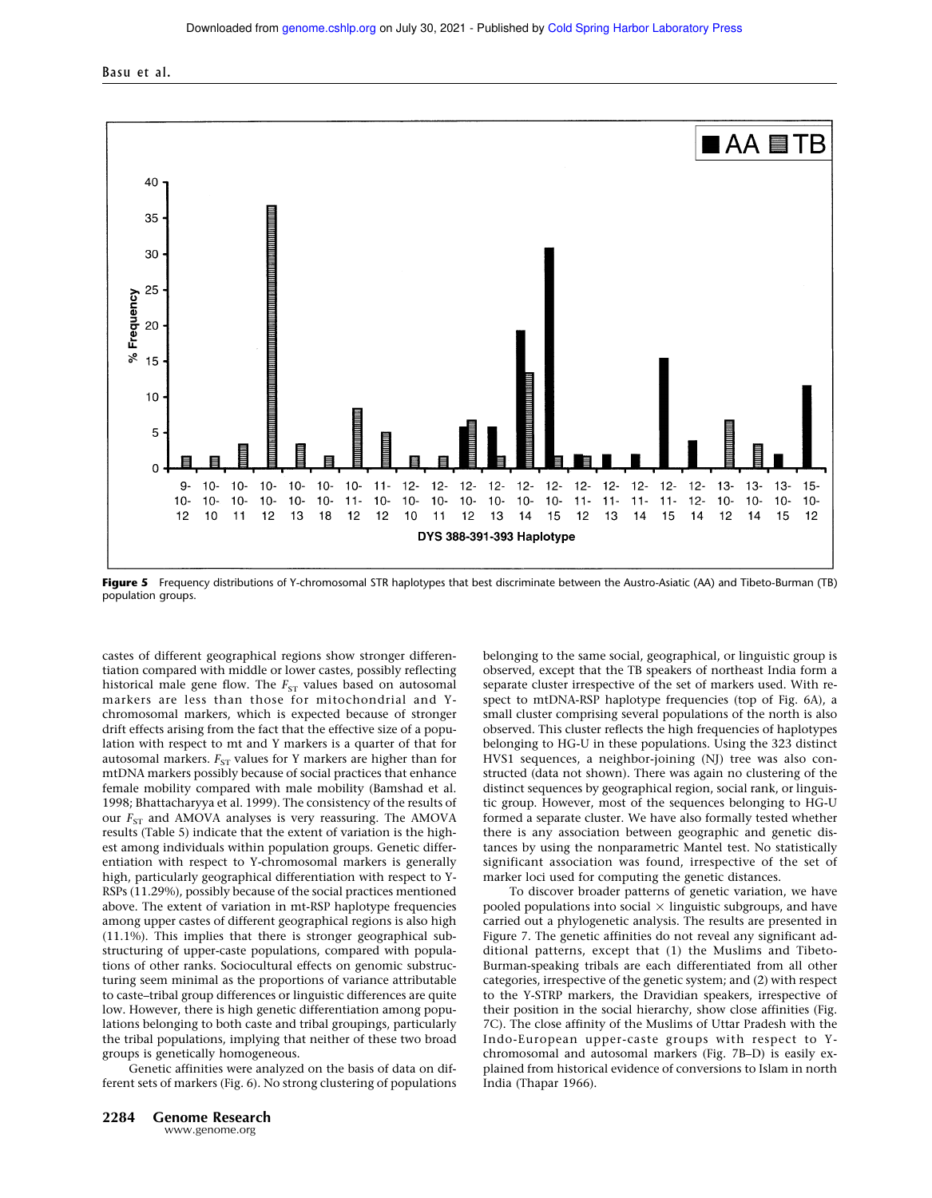**Figure 5** Frequency distributions of Y-chromosomal STR haplotypes that best discriminate between the Austro-Asiatic (AA) and Tibeto-Burman (TB) population groups.

castes of different geographical regions show stronger differentiation compared with middle or lower castes, possibly reflecting historical male gene flow. The $F_{ST}$ values based on autosomal markers are less than those for mitochondrial and Y-chromosomal markers, which is expected because of stronger drift effects arising from the fact that the effective size of a population with respect to mt and Y markers is a quarter of that for autosomal markers. $F_{ST}$ values for Y markers are higher than for mtDNA markers possibly because of social practices that enhance female mobility compared with male mobility (Bamshad et al. 1998; Bhattacharyya et al. 1999). The consistency of the results of our $F_{ST}$ and AMOVA analyses is very reassuring. The AMOVA results (Table 5) indicate that the extent of variation is the highest among individuals within population groups. Genetic differentiation with respect to Y-chromosomal markers is generally high, particularly geographical differentiation with respect to Y-RSPs (11.29%), possibly because of the social practices mentioned above. The extent of variation in mt-RSP haplotype frequencies among upper castes of different geographical regions is also high (11.1%). This implies that there is stronger geographical substructuring of upper-caste populations, compared with populations of other ranks. Sociocultural effects on genomic substructuring seem minimal as the proportions of variance attributable to caste–tribal group differences or linguistic differences are quite low. However, there is high genetic differentiation among populations belonging to both caste and tribal groupings, particularly the tribal populations, implying that neither of these two broad groups is genetically homogeneous.

Genetic affinities were analyzed on the basis of data on different sets of markers (Fig. 6). No strong clustering of populations belonging to the same social, geographical, or linguistic group is observed, except that the TB speakers of northeast India form a separate cluster irrespective of the set of markers used. With respect to mtDNA-RSP haplotype frequencies (top of Fig. 6A), a small cluster comprising several populations of the north is also observed. This cluster reflects the high frequencies of haplotypes belonging to HG-U in these populations. Using the 323 distinct HVS1 sequences, a neighbor-joining (NJ) tree was also constructed (data not shown). There was again no clustering of the distinct sequences by geographical region, social rank, or linguistic group. However, most of the sequences belonging to HG-U formed a separate cluster. We have also formally tested whether there is any association between geographic and genetic distances by using the nonparametric Mantel test. No statistically significant association was found, irrespective of the set of marker loci used for computing the genetic distances.

To discover broader patterns of genetic variation, we have pooled populations into social × linguistic subgroups, and have carried out a phylogenetic analysis. The results are presented in Figure 7. The genetic affinities do not reveal any significant additional patterns, except that (1) the Muslims and Tibeto-Burman-speaking tribals are each differentiated from all other categories, irrespective of the genetic system; and (2) with respect to the Y-STRP markers, the Dravidian speakers, irrespective of their position in the social hierarchy, show close affinities (Fig. 7C). The close affinity of the Muslims of Uttar Pradesh with the Indo-European upper-caste groups with respect to Y-chromosomal and autosomal markers (Fig. 7B–D) is easily explained from historical evidence of conversions to Islam in north India (Thapar 1966).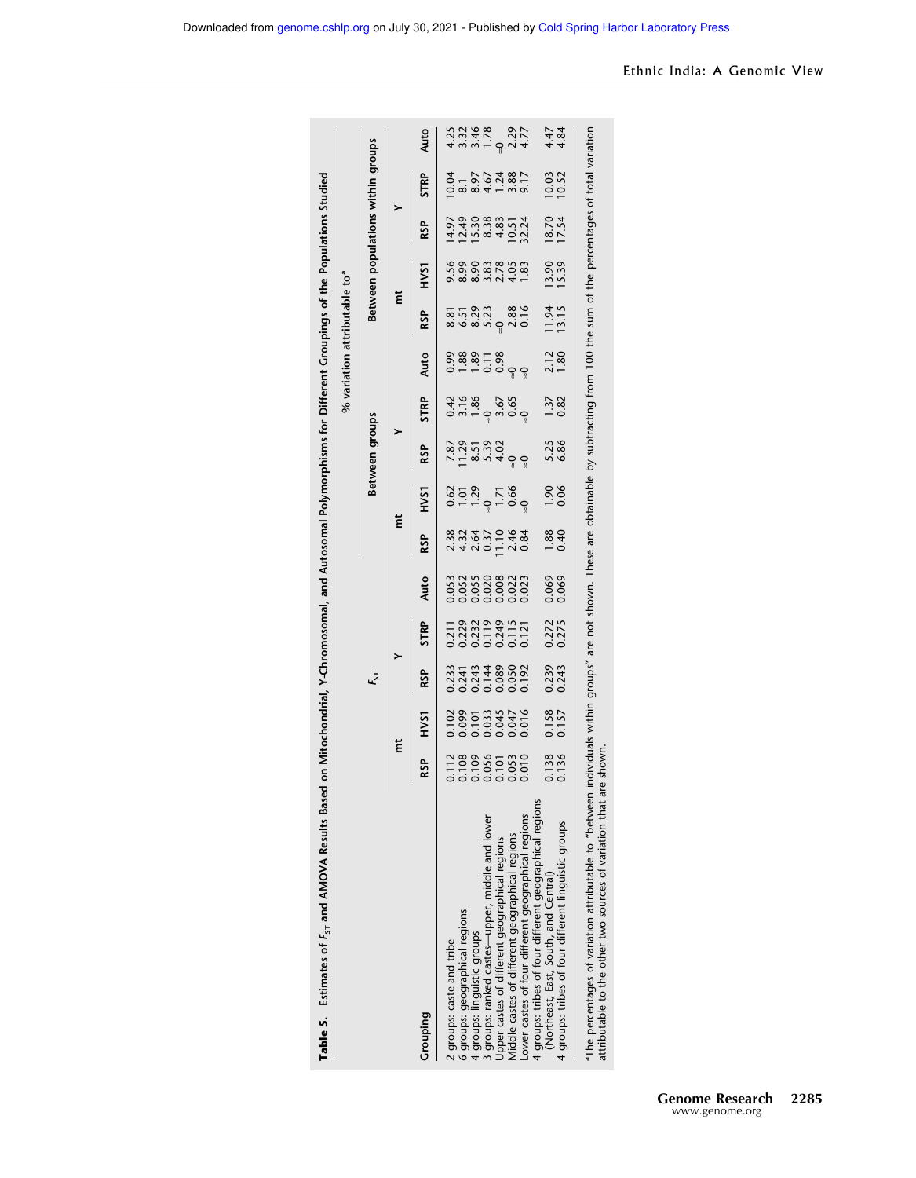**Table 5.** Estimates of $F_{ST}$ and AMOVA Results Based on Mitochondrial, Y-Chromosomal, and Autosomal Polymorphisms for Different Groupings of the Populations Studied

| Grouping | $F_{ST}$ | | | | | % variation attributable to[a] | | | | | | | | | |
|---|---|---|---|---|---|---|---|---|---|---|---|---|---|---|---|
| | | | | | | Between groups | | | | | Between populations within groups | | | | |
| | mt | | Y | | | mt | | Y | | | mt | | Y | | |
| | RSP | HVS1 | RSP | STRP | Auto | RSP | HVS1 | RSP | STRP | Auto | RSP | HVS1 | RSP | STRP | Auto |
| 2 groups: caste and tribe | 0.112 | 0.102 | 0.233 | 0.211 | 0.053 | 2.38 | 0.62 | 7.87 | 0.42 | 0.99 | 8.81 | 9.56 | 14.97 | 10.04 | 4.25 |
| 6 groups: geographical regions | 0.108 | 0.099 | 0.241 | 0.229 | 0.052 | 4.32 | 1.01 | 11.29 | 3.16 | 1.88 | 6.51 | 8.99 | 12.49 | 8.1 | 3.32 |
| 4 groups: linguistic groups | 0.109 | 0.101 | 0.243 | 0.232 | 0.055 | 2.64 | 1.29 | 8.51 | 1.86 | 1.89 | 8.29 | 8.90 | 15.30 | 8.97 | 3.46 |
| 3 groups: ranked castes—upper, middle and lower | 0.056 | 0.033 | 0.144 | 0.119 | 0.020 | 0.37 | ≈0 | 5.39 | ≈0 | 0.11 | 5.23 | 3.83 | 8.38 | 4.67 | 1.78 |
| Upper castes of different geographical regions | 0.101 | 0.045 | 0.089 | 0.249 | 0.008 | 11.10 | 1.71 | 4.02 | 3.67 | 0.98 | ≈0 | 2.78 | 4.83 | 1.24 | ≈0 |
| Middle castes of different geographical regions | 0.053 | 0.047 | 0.050 | 0.115 | 0.022 | 2.46 | 0.66 | ≈0 | 0.65 | ≈0 | 2.88 | 4.05 | 10.51 | 3.88 | 2.29 |
| Lower castes of four different geographical regions | 0.010 | 0.016 | 0.192 | 0.121 | 0.023 | 0.84 | ≈0 | ≈0 | ≈0 | ≈0 | 0.16 | 1.83 | 32.24 | 9.17 | 4.77 |
| 4 groups: tribes of four different geographical regions (Northeast, East, South, and Central) | 0.138 | 0.158 | 0.239 | 0.272 | 0.069 | 1.88 | 1.90 | 5.25 | 1.37 | 2.12 | 11.94 | 13.90 | 18.70 | 10.03 | 4.47 |
| 4 groups: tribes of four different linguistic groups | 0.136 | 0.157 | 0.243 | 0.275 | 0.069 | 0.40 | 0.06 | 6.86 | 0.82 | 1.80 | 13.15 | 15.39 | 17.54 | 10.52 | 4.84 |

[a]The percentages of variation attributable to "between individuals within groups" are not shown. These are obtainable by subtracting from 100 the sum of the percentages of total variation attributable to the other two sources of variation that are shown.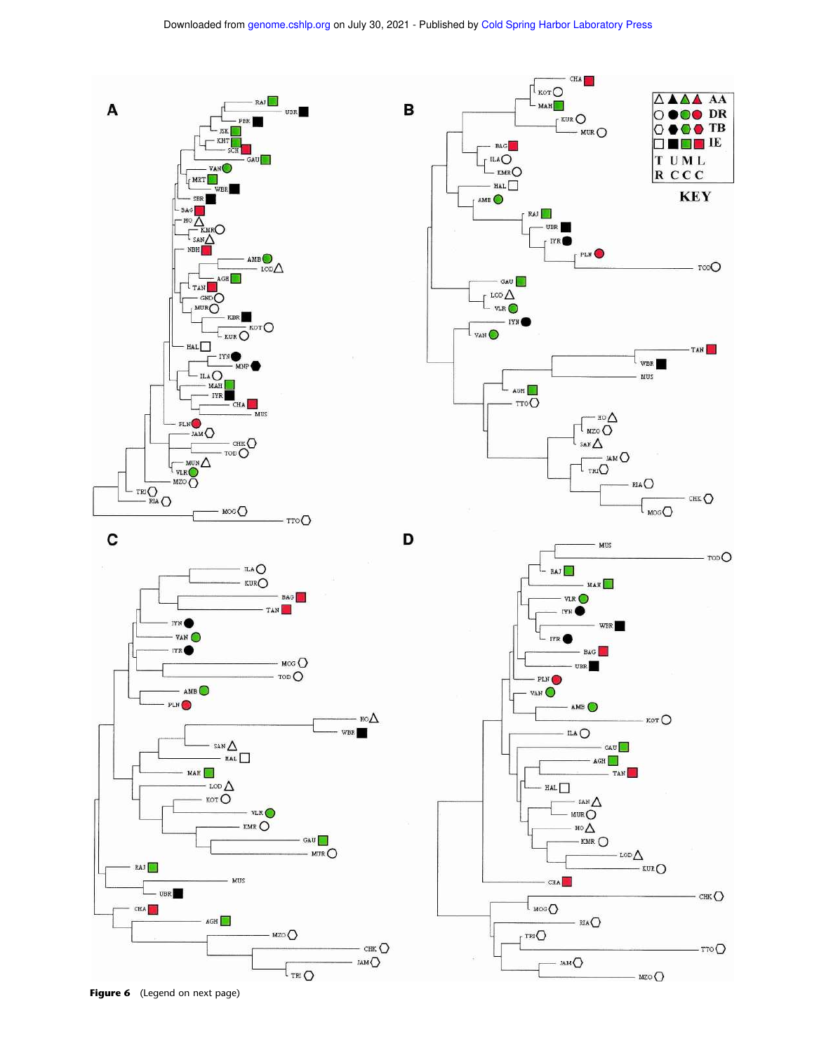**Figure 6** (Legend on next page)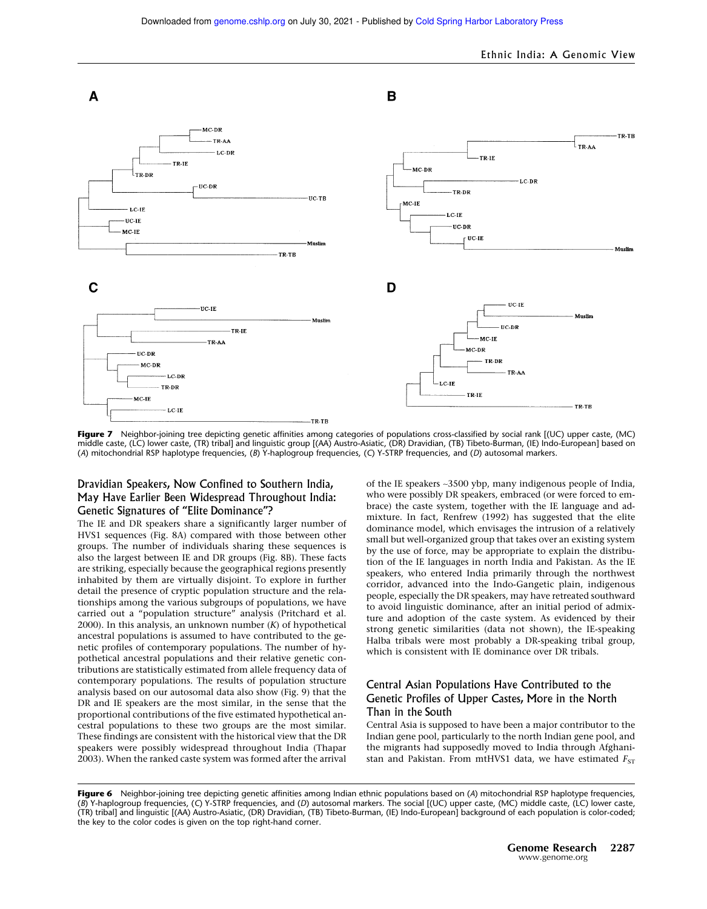A

MC-DR
TR-AA
LC-DR
TR-IE
TR-DR
UC-DR
UC-TB
LC-IE
UC-IE
MC-IE
Muslim
TR-TB

B

TR-TB
TR-AA
TR-IE
MC-DR
LC-DR
TR-DR
MC-IE
LC-IE
UC-DR
UC-IE
Muslim

C

UC-IE
Muslim
TR-IE
TR-AA
UC-DR
MC-DR
LC-DR
TR-DR
MC-IE
LC-IE
TR-TB

D

UC-IE
Muslim
UC-DR
MC-IE
MC-DR
TR-DR
TR-AA
LC-IE
TR-IE
TR-TB

**Figure 7** Neighbor-joining tree depicting genetic affinities among categories of populations cross-classified by social rank [(UC) upper caste, (MC) middle caste, (LC) lower caste, (TR) tribal] and linguistic group [(AA) Austro-Asiatic, (DR) Dravidian, (TB) Tibeto-Burman, (IE) Indo-European] based on (*A*) mitochondrial RSP haplotype frequencies, (*B*) Y-haplogroup frequencies, (*C*) Y-STRP frequencies, and (*D*) autosomal markers.

## Dravidian Speakers, Now Confined to Southern India, May Have Earlier Been Widespread Throughout India: Genetic Signatures of "Elite Dominance"?

The IE and DR speakers share a significantly larger number of HVS1 sequences (Fig. 8A) compared with those between other groups. The number of individuals sharing these sequences is also the largest between IE and DR groups (Fig. 8B). These facts are striking, especially because the geographical regions presently inhabited by them are virtually disjoint. To explore in further detail the presence of cryptic population structure and the relationships among the various subgroups of populations, we have carried out a "population structure" analysis (Pritchard et al. 2000). In this analysis, an unknown number (*K*) of hypothetical ancestral populations is assumed to have contributed to the genetic profiles of contemporary populations. The number of hypothetical ancestral populations and their relative genetic contributions are statistically estimated from allele frequency data of contemporary populations. The results of population structure analysis based on our autosomal data also show (Fig. 9) that the DR and IE speakers are the most similar, in the sense that the proportional contributions of the five estimated hypothetical ancestral populations to these two groups are the most similar. These findings are consistent with the historical view that the DR speakers were possibly widespread throughout India (Thapar 2003). When the ranked caste system was formed after the arrival of the IE speakers ~3500 ybp, many indigenous people of India, who were possibly DR speakers, embraced (or were forced to embrace) the caste system, together with the IE language and admixture. In fact, Renfrew (1992) has suggested that the elite dominance model, which envisages the intrusion of a relatively small but well-organized group that takes over an existing system by the use of force, may be appropriate to explain the distribution of the IE languages in north India and Pakistan. As the IE speakers, who entered India primarily through the northwest corridor, advanced into the Indo-Gangetic plain, indigenous people, especially the DR speakers, may have retreated southward to avoid linguistic dominance, after an initial period of admixture and adoption of the caste system. As evidenced by their strong genetic similarities (data not shown), the IE-speaking Halba tribals were most probably a DR-speaking tribal group, which is consistent with IE dominance over DR tribals.

## Central Asian Populations Have Contributed to the Genetic Profiles of Upper Castes, More in the North Than in the South

Central Asia is supposed to have been a major contributor to the Indian gene pool, particularly to the north Indian gene pool, and the migrants had supposedly moved to India through Afghanistan and Pakistan. From mtHVS1 data, we have estimated $F_{ST}$

**Figure 6** Neighbor-joining tree depicting genetic affinities among Indian ethnic populations based on (*A*) mitochondrial RSP haplotype frequencies, (*B*) Y-haplogroup frequencies, (*C*) Y-STRP frequencies, and (*D*) autosomal markers. The social [(UC) upper caste, (MC) middle caste, (LC) lower caste, (TR) tribal] and linguistic [(AA) Austro-Asiatic, (DR) Dravidian, (TB) Tibeto-Burman, (IE) Indo-European] background of each population is color-coded; the key to the color codes is given on the top right-hand corner.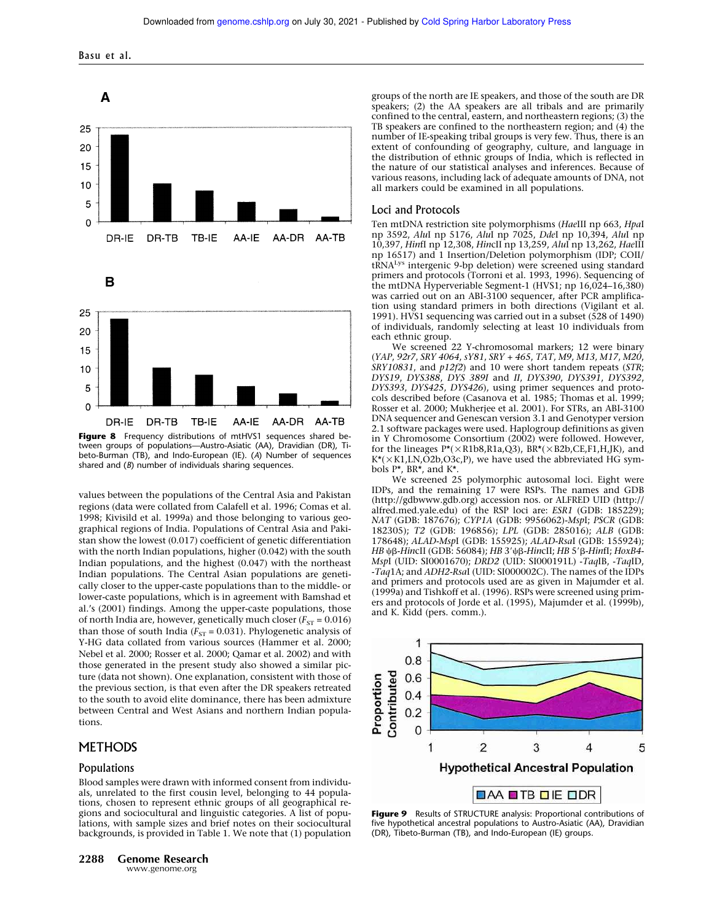Figure 8 Frequency distributions of mtHVS1 sequences shared between groups of populations—Austro-Asiatic (AA), Dravidian (DR), Tibeto-Burman (TB), and Indo-European (IE). (A) Number of sequences shared and (B) number of individuals sharing sequences.

values between the populations of the Central Asia and Pakistan regions (data were collated from Calafell et al. 1996; Comas et al. 1998; Kivisild et al. 1999a) and those belonging to various geographical regions of India. Populations of Central Asia and Pakistan show the lowest (0.017) coefficient of genetic differentiation with the north Indian populations, higher (0.042) with the south Indian populations, and the highest (0.047) with the northeast Indian populations. The Central Asian populations are genetically closer to the upper-caste populations than to the middle- or lower-caste populations, which is in agreement with Bamshad et al.'s (2001) findings. Among the upper-caste populations, those of north India are, however, genetically much closer ($F_{ST}$ = 0.016) than those of south India ($F_{ST}$ = 0.031). Phylogenetic analysis of Y-HG data collated from various sources (Hammer et al. 2000; Nebel et al. 2000; Rosser et al. 2000; Qamar et al. 2002) and with those generated in the present study also showed a similar picture (data not shown). One explanation, consistent with those of the previous section, is that even after the DR speakers retreated to the south to avoid elite dominance, there has been admixture between Central and West Asians and northern Indian populations.

## METHODS

### Populations

Blood samples were drawn with informed consent from individuals, unrelated to the first cousin level, belonging to 44 populations, chosen to represent ethnic groups of all geographical regions and sociocultural and linguistic categories. A list of populations, with sample sizes and brief notes on their sociocultural backgrounds, is provided in Table 1. We note that (1) population groups of the north are IE speakers, and those of the south are DR speakers; (2) the AA speakers are all tribals and are primarily confined to the central, eastern, and northeastern regions; (3) the TB speakers are confined to the northeastern region; and (4) the number of IE-speaking tribal groups is very few. Thus, there is an extent of confounding of geography, culture, and language in the distribution of ethnic groups of India, which is reflected in the nature of our statistical analyses and inferences. Because of various reasons, including lack of adequate amounts of DNA, not all markers could be examined in all populations.

### Loci and Protocols

Ten mtDNA restriction site polymorphisms (*Hae*III np 663, *Hpa*I np 3592, *Alu*I np 5176, *Alu*I np 7025, *Dde*I np 10,394, *Alu*I np 10,397, *Hin*fI np 12,308, *Hin*cII np 13,259, *Alu*I np 13,262, *Hae*III np 16517) and 1 Insertion/Deletion polymorphism (IDP; COII/tRNA$^{Lys}$ intergenic 9-bp deletion) were screened using standard primers and protocols (Torroni et al. 1993, 1996). Sequencing of the mtDNA Hyperveriable Segment-1 (HVS1; np 16,024–16,380) was carried out on an ABI-3100 sequencer, after PCR amplification using standard primers in both directions (Vigilant et al. 1991). HVS1 sequencing was carried out in a subset (528 of 1490) of individuals, randomly selecting at least 10 individuals from each ethnic group.

We screened 22 Y-chromosomal markers; 12 were binary (*YAP*, *92r7*, *SRY 4064*, *sY81*, *SRY + 465*, *TAT*, *M9*, *M13*, *M17*, *M20*, *SRY10831*, and *p12f2*) and 10 were short tandem repeats (*STR*; *DYS19*, *DYS388*, *DYS 389I* and *II*, *DYS390*, *DYS391*, *DYS392*, *DYS393*, *DYS425*, *DYS426*), using primer sequences and protocols described before (Casanova et al. 1985; Thomas et al. 1999; Rosser et al. 2000; Mukherjee et al. 2001). For STRs, an ABI-3100 DNA sequencer and Genescan version 3.1 and Genotyper version 2.1 software packages were used. Haplogroup definitions as given in Y Chromosome Consortium (2002) were followed. However, for the lineages P*(×R1b8,R1a,Q3), BR*(×B2b,CE,F1,H,JK), and K*(×K1,LN,O2b,O3c,P), we have used the abbreviated HG symbols P*, BR*, and K*.

We screened 25 polymorphic autosomal loci. Eight were IDPs, and the remaining 17 were RSPs. The names and GDB (http://gdbwww.gdb.org) accession nos. or ALFRED UID (http://alfred.med.yale.edu) of the RSP loci are: *ESR1* (GDB: 185229); *NAT* (GDB: 187676); *CYP1A* (GDB: 9956062)-*Msp*I; *PSCR* (GDB: 182305); *T2* (GDB: 196856); *LPL* (GDB: 285016); *ALB* (GDB: 178648); *ALAD-Msp*I (GDB: 155925); *ALAD-Rsa*I (GDB: 155924); *HB* ψβ-*Hin*cII (GDB: 56084); *HB* 3′ψβ-*Hin*cII; *HB* 5′β-*Hin*fI; *HoxB4-Msp*I (UID: SI0001670); *DRD2* (UID: SI000191L) -*Taq*IB, -*Taq*ID, -*Taq*1A; and *ADH2-Rsa*I (UID: SI000002C). The names of the IDPs and primers and protocols used are as given in Majumder et al. (1999a) and Tishkoff et al. (1996). RSPs were screened using primers and protocols of Jorde et al. (1995), Majumder et al. (1999b), and K. Kidd (pers. comm.).

Figure 9 Results of STRUCTURE analysis: Proportional contributions of five hypothetical ancestral populations to Austro-Asiatic (AA), Dravidian (DR), Tibeto-Burman (TB), and Indo-European (IE) groups.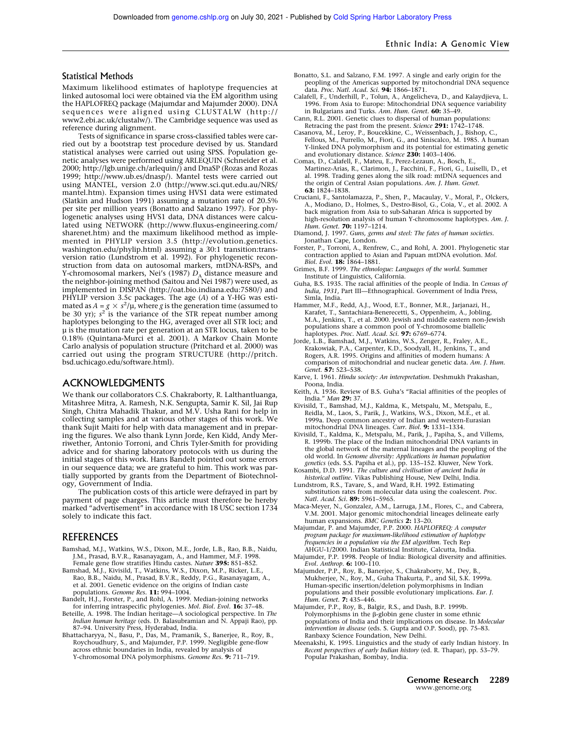## Statistical Methods

Maximum likelihood estimates of haplotype frequencies at linked autosomal loci were obtained via the EM algorithm using the HAPLOFREQ package (Majumdar and Majumder 2000). DNA sequences were aligned using CLUSTALW (http://www2.ebi.ac.uk/clustalw/). The Cambridge sequence was used as reference during alignment.

Tests of significance in sparse cross-classified tables were carried out by a bootstrap test procedure devised by us. Standard statistical analyses were carried out using SPSS. Population genetic analyses were performed using ARLEQUIN (Schneider et al. 2000; http://lgb.unige.ch/arlequin/) and DnaSP (Rozas and Rozas 1999; http://www.ub.es/dnasp/). Mantel tests were carried out using MANTEL, version 2.0 (http://www.sci.qut.edu.au/NRS/mantel.htm). Expansion times using HVS1 data were estimated (Slatkin and Hudson 1991) assuming a mutation rate of 20.5% per site per million years (Bonatto and Salzano 1997). For phylogenetic analyses using HVS1 data, DNA distances were calculated using NETWORK (http://www.fluxus-engineering.com/sharenet.htm) and the maximum likelihood method as implemented in PHYLIP version 3.5 (http://evolution.genetics.washington.edu/phylip.html) assuming a 30:1 transition:transversion ratio (Lundstrom et al. 1992). For phylogenetic reconstruction from data on autosomal markers, mtDNA-RSPs, and Y-chromosomal markers, Nei's (1987) $D_A$ distance measure and the neighbor-joining method (Saitou and Nei 1987) were used, as implemented in DISPAN (http://oat.bio.indiana.edu:7580/) and PHYLIP version 3.5c packages. The age ($A$) of a Y-HG was estimated as $A = g \times s^2/\mu$, where $g$ is the generation time (assumed to be 30 yr); $s^2$ is the variance of the STR repeat number among haplotypes belonging to the HG, averaged over all STR loci; and $\mu$ is the mutation rate per generation at an STR locus, taken to be 0.18% (Quintana-Murci et al. 2001). A Markov Chain Monte Carlo analysis of population structure (Pritchard et al. 2000) was carried out using the program STRUCTURE (http://pritch.bsd.uchicago.edu/software.html).

## ACKNOWLEDGMENTS

We thank our collaborators C.S. Chakraborty, R. Lalthantluanga, Mitashree Mitra, A. Ramesh, N.K. Sengupta, Samir K. Sil, Jai Rup Singh, Chitra Mahadik Thakur, and M.V. Usha Rani for help in collecting samples and at various other stages of this work. We thank Sujit Maiti for help with data management and in preparing the figures. We also thank Lynn Jorde, Ken Kidd, Andy Merriwether, Antonio Torroni, and Chris Tyler-Smith for providing advice and for sharing laboratory protocols with us during the initial stages of this work. Hans Bandelt pointed out some errors in our sequence data; we are grateful to him. This work was partially supported by grants from the Department of Biotechnology, Government of India.

The publication costs of this article were defrayed in part by payment of page charges. This article must therefore be hereby marked "advertisement" in accordance with 18 USC section 1734 solely to indicate this fact.

## REFERENCES

Bamshad, M.J., Watkins, W.S., Dixon, M.E., Jorde, L.B., Rao, B.B., Naidu, J.M., Prasad, B.V.R., Rasanayagam, A., and Hammer, M.F. 1998. Female gene flow stratifies Hindu castes. *Nature* **395:** 851–852.

Bamshad, M.J., Kivisild, T., Watkins, W.S., Dixon, M.P., Ricker, L.E., Rao, B.B., Naidu, M., Prasad, B.V.R., Reddy, P.G., Rasanayagam, A., et al. 2001. Genetic evidence on the origins of Indian caste populations. *Genome Res.* **11:** 994–1004.

Bandelt, H.J., Forster, P., and Rohl, A. 1999. Median-joining networks for inferring intraspecific phylogenies. *Mol. Biol. Evol.* **16:** 37–48.

Beteille, A. 1998. The Indian heritage—A sociological perspective. In *The Indian human heritage* (eds. D. Balasubramian and N. Appaji Rao), pp. 87–94. University Press, Hyderabad, India.

Bhattacharyya, N., Basu, P., Das, M., Pramanik, S., Banerjee, R., Roy, B., Roychoudhury, S., and Majumder, P.P. 1999. Negligible gene-flow across ethnic boundaries in India, revealed by analysis of Y-chromosomal DNA polymorphisms. *Genome Res.* **9:** 711–719.

Bonatto, S.L. and Salzano, F.M. 1997. A single and early origin for the peopling of the Americas supported by mitochondrial DNA sequence data. *Proc. Natl. Acad. Sci.* **94:** 1866–1871.

Calafell, F., Underhill, P., Tolun, A., Angelicheva, D., and Kalaydjieva, L. 1996. From Asia to Europe: Mitochondrial DNA sequence variability in Bulgarians and Turks. *Ann. Hum. Genet.* **60:** 35–49.

Cann, R.L. 2001. Genetic clues to dispersal of human populations: Retracing the past from the present. *Science* **291:** 1742–1748.

Casanova, M., Leroy, P., Boucekkine, C., Weissenbach, J., Bishop, C., Fellous, M., Purrello, M., Fiori, G., and Siniscalco, M. 1985. A human Y-linked DNA polymorphism and its potential for estimating genetic and evolutionary distance. *Science* **230:** 1403–1406.

Comas, D., Calafell, F., Mateu, E., Perez-Lezaun, A., Bosch, E., Martinez-Arias, R., Clarimon, J., Facchini, F., Fiori, G., Luiselli, D., et al. 1998. Trading genes along the silk road: mtDNA sequences and the origin of Central Asian populations. *Am. J. Hum. Genet.* **63:** 1824–1838.

Cruciani, F., Santolamazza, P., Shen, P., Macaulay, V., Moral, P., Olckers, A., Modiano, D., Holmes, S., Destro-Bisol, G., Coia, V., et al. 2002. A back migration from Asia to sub-Saharan Africa is supported by high-resolution analysis of human Y-chromosome haplotypes. *Am. J. Hum. Genet.* **70:** 1197–1214.

Diamond, J. 1997. *Guns, germs and steel: The fates of human societies.* Jonathan Cape, London.

Forster, P., Torroni, A., Renfrew, C., and Rohl, A. 2001. Phylogenetic star contraction applied to Asian and Papuan mtDNA evolution. *Mol. Biol. Evol.* **18:** 1864–1881.

Grimes, B.F. 1999. *The ethnologue: Languages of the world.* Summer Institute of Linguistics, California.

Guha, B.S. 1935. The racial affinities of the people of India. In *Census of India, 1931*, Part III—Ethnographical. Government of India Press, Simla, India.

Hammer, M.F., Redd, A.J., Wood, E.T., Bonner, M.R., Jarjanazi, H., Karafet, T., Santachiara-Benerecetti, S., Oppenheim, A., Jobling, M.A., Jenkins, T., et al. 2000. Jewish and middle eastern non-Jewish populations share a common pool of Y-chromosome biallelic haplotypes. *Proc. Natl. Acad. Sci.* **97:** 6769–6774.

Jorde, L.B., Bamshad, M.J., Watkins, W.S., Zenger, R., Fraley, A.E., Krakowiak, P.A., Carpenter, K.D., Soodyall, H., Jenkins, T., and Rogers, A.R. 1995. Origins and affinities of modern humans: A comparison of mitochondrial and nuclear genetic data. *Am. J. Hum. Genet.* **57:** 523–538.

Karve, I. 1961. *Hindu society: An interepretation.* Deshmukh Prakashan, Poona, India.

Keith, A. 1936. Review of B.S. Guha's "Racial affinities of the peoples of India." *Man* **29:** 37.

Kivisild, T., Bamshad, M.J., Kaldma, K., Metspalu, M., Metspalu, E., Reidla, M., Laos, S., Parik, J., Watkins, W.S., Dixon, M.E., et al. 1999a. Deep common ancestry of Indian and western-Eurasian mitochondrial DNA lineages. *Curr. Biol.* **9:** 1331–1334.

Kivisild, T., Kaldma, K., Metspalu, M., Parik, J., Papiha, S., and Villems, R. 1999b. The place of the Indian mitochondrial DNA variants in the global network of the maternal lineages and the peopling of the old world. In *Genome diversity: Applications in human population genetics* (eds. S.S. Papiha et al.), pp. 135–152. Kluwer, New York.

Kosambi, D.D. 1991. *The culture and civilisation of ancient India in historical outline.* Vikas Publishing House, New Delhi, India.

Lundstrom, R.S., Tavare, S., and Ward, R.H. 1992. Estimating substitution rates from molecular data using the coalescent. *Proc. Natl. Acad. Sci.* **89:** 5961–5965.

Maca-Meyer, N., Gonzalez, A.M., Larruga, J.M., Flores, C., and Cabrera, V.M. 2001. Major genomic mitochondrial lineages delineate early human expansions. *BMC Genetics* **2:** 13–20.

Majumdar, P. and Majumder, P.P. 2000. *HAPLOFREQ: A computer program package for maximum-likelihood estimation of haplotype frequencies in a population via the EM algorithm.* Tech Rep AHGU-1/2000. Indian Statistical Institute, Calcutta, India.

Majumder, P.P. 1998. People of India: Biological diversity and affinities. *Evol. Anthrop.* **6:** 100–110.

Majumder, P.P., Roy, B., Banerjee, S., Chakraborty, M., Dey, B., Mukherjee, N., Roy, M., Guha Thakurta, P., and Sil, S.K. 1999a. Human-specific insertion/deletion polymorphisms in Indian populations and their possible evolutionary implications. *Eur. J. Hum. Genet.* **7:** 435–446.

Majumder, P.P., Roy, B., Balgir, R.S., and Dash, B.P. 1999b. Polymorphisms in the β-globin gene cluster in some ethnic populations of India and their implications on disease. In *Molecular intervention in disease* (eds. S. Gupta and O.P. Sood), pp. 75–83. Ranbaxy Science Foundation, New Delhi.

Meenakshi, K. 1995. Linguistics and the study of early Indian history. In *Recent perspectives of early Indian history* (ed. R. Thapar), pp. 53–79. Popular Prakashan, Bombay, India.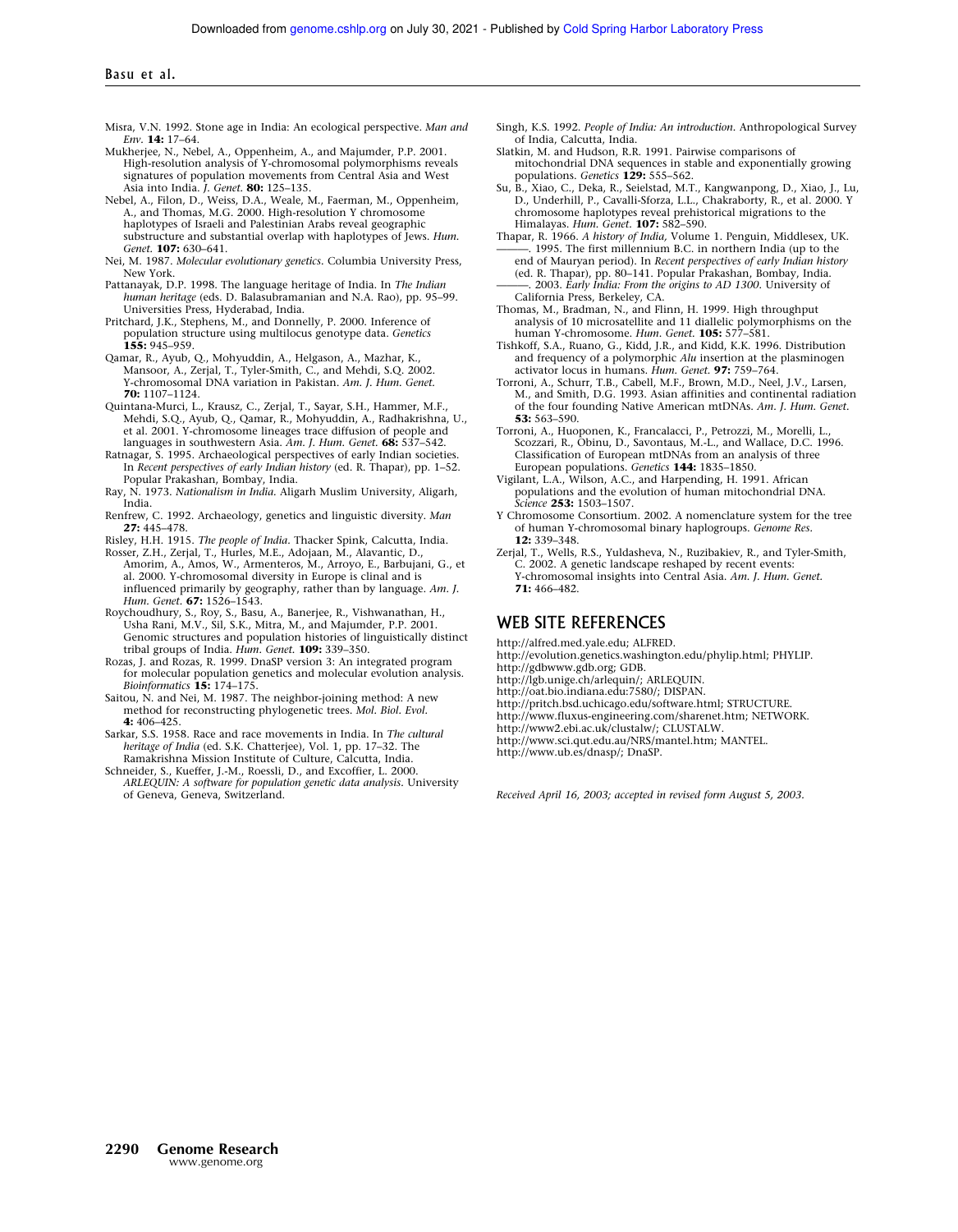Misra, V.N. 1992. Stone age in India: An ecological perspective. *Man and Env.* **14:** 17–64.

Mukherjee, N., Nebel, A., Oppenheim, A., and Majumder, P.P. 2001. High-resolution analysis of Y-chromosomal polymorphisms reveals signatures of population movements from Central Asia and West Asia into India. *J. Genet.* **80:** 125–135.

Nebel, A., Filon, D., Weiss, D.A., Weale, M., Faerman, M., Oppenheim, A., and Thomas, M.G. 2000. High-resolution Y chromosome haplotypes of Israeli and Palestinian Arabs reveal geographic substructure and substantial overlap with haplotypes of Jews. *Hum. Genet.* **107:** 630–641.

Nei, M. 1987. *Molecular evolutionary genetics*. Columbia University Press, New York.

Pattanayak, D.P. 1998. The language heritage of India. In *The Indian human heritage* (eds. D. Balasubramanian and N.A. Rao), pp. 95–99. Universities Press, Hyderabad, India.

Pritchard, J.K., Stephens, M., and Donnelly, P. 2000. Inference of population structure using multilocus genotype data. *Genetics* **155:** 945–959.

Qamar, R., Ayub, Q., Mohyuddin, A., Helgason, A., Mazhar, K., Mansoor, A., Zerjal, T., Tyler-Smith, C., and Mehdi, S.Q. 2002. Y-chromosomal DNA variation in Pakistan. *Am. J. Hum. Genet.* **70:** 1107–1124.

Quintana-Murci, L., Krausz, C., Zerjal, T., Sayar, S.H., Hammer, M.F., Mehdi, S.Q., Ayub, Q., Qamar, R., Mohyuddin, A., Radhakrishna, U., et al. 2001. Y-chromosome lineages trace diffusion of people and languages in southwestern Asia. *Am. J. Hum. Genet.* **68:** 537–542.

Ratnagar, S. 1995. Archaeological perspectives of early Indian societies. In *Recent perspectives of early Indian history* (ed. R. Thapar), pp. 1–52. Popular Prakashan, Bombay, India.

Ray, N. 1973. *Nationalism in India*. Aligarh Muslim University, Aligarh, India.

Renfrew, C. 1992. Archaeology, genetics and linguistic diversity. *Man* **27:** 445–478.

Risley, H.H. 1915. *The people of India*. Thacker Spink, Calcutta, India.

Rosser, Z.H., Zerjal, T., Hurles, M.E., Adojaan, M., Alavantic, D., Amorim, A., Amos, W., Armenteros, M., Arroyo, E., Barbujani, G., et al. 2000. Y-chromosomal diversity in Europe is clinal and is influenced primarily by geography, rather than by language. *Am. J. Hum. Genet.* **67:** 1526–1543.

Roychoudhury, S., Roy, S., Basu, A., Banerjee, R., Vishwanathan, H., Usha Rani, M.V., Sil, S.K., Mitra, M., and Majumder, P.P. 2001. Genomic structures and population histories of linguistically distinct tribal groups of India. *Hum. Genet.* **109:** 339–350.

Rozas, J. and Rozas, R. 1999. DnaSP version 3: An integrated program for molecular population genetics and molecular evolution analysis. *Bioinformatics* **15:** 174–175.

Saitou, N. and Nei, M. 1987. The neighbor-joining method: A new method for reconstructing phylogenetic trees. *Mol. Biol. Evol.* **4:** 406–425.

Sarkar, S.S. 1958. Race and race movements in India. In *The cultural heritage of India* (ed. S.K. Chatterjee), Vol. 1, pp. 17–32. The Ramakrishna Mission Institute of Culture, Calcutta, India.

Schneider, S., Kueffer, J.-M., Roessli, D., and Excoffier, L. 2000. *ARLEQUIN: A software for population genetic data analysis*. University of Geneva, Geneva, Switzerland.

Singh, K.S. 1992. *People of India: An introduction*. Anthropological Survey of India, Calcutta, India.

Slatkin, M. and Hudson, R.R. 1991. Pairwise comparisons of mitochondrial DNA sequences in stable and exponentially growing populations. *Genetics* **129:** 555–562.

Su, B., Xiao, C., Deka, R., Seielstad, M.T., Kangwanpong, D., Xiao, J., Lu, D., Underhill, P., Cavalli-Sforza, L.L., Chakraborty, R., et al. 2000. Y chromosome haplotypes reveal prehistorical migrations to the Himalayas. *Hum. Genet.* **107:** 582–590.

Thapar, R. 1966. *A history of India,* Volume 1. Penguin, Middlesex, UK.

———. 1995. The first millennium B.C. in northern India (up to the end of Mauryan period). In *Recent perspectives of early Indian history* (ed. R. Thapar), pp. 80–141. Popular Prakashan, Bombay, India.

———. 2003. *Early India: From the origins to AD 1300*. University of California Press, Berkeley, CA.

Thomas, M., Bradman, N., and Flinn, H. 1999. High throughput analysis of 10 microsatellite and 11 diallelic polymorphisms on the human Y-chromosome. *Hum. Genet.* **105:** 577–581.

Tishkoff, S.A., Ruano, G., Kidd, J.R., and Kidd, K.K. 1996. Distribution and frequency of a polymorphic *Alu* insertion at the plasminogen activator locus in humans. *Hum. Genet.* **97:** 759–764.

Torroni, A., Schurr, T.B., Cabell, M.F., Brown, M.D., Neel, J.V., Larsen, M., and Smith, D.G. 1993. Asian affinities and continental radiation of the four founding Native American mtDNAs. *Am. J. Hum. Genet.* **53:** 563–590.

Torroni, A., Huoponen, K., Francalacci, P., Petrozzi, M., Morelli, L., Scozzari, R., Obinu, D., Savontaus, M.-L., and Wallace, D.C. 1996. Classification of European mtDNAs from an analysis of three European populations. *Genetics* **144:** 1835–1850.

Vigilant, L.A., Wilson, A.C., and Harpending, H. 1991. African populations and the evolution of human mitochondrial DNA. *Science* **253:** 1503–1507.

Y Chromosome Consortium. 2002. A nomenclature system for the tree of human Y-chromosomal binary haplogroups. *Genome Res.* **12:** 339–348.

Zerjal, T., Wells, R.S., Yuldasheva, N., Ruzibakiev, R., and Tyler-Smith, C. 2002. A genetic landscape reshaped by recent events: Y-chromosomal insights into Central Asia. *Am. J. Hum. Genet.* **71:** 466–482.

## WEB SITE REFERENCES

http://alfred.med.yale.edu; ALFRED.
http://evolution.genetics.washington.edu/phylip.html; PHYLIP.
http://gdbwww.gdb.org; GDB.
http://lgb.unige.ch/arlequin/; ARLEQUIN.
http://oat.bio.indiana.edu:7580/; DISPAN.
http://pritch.bsd.uchicago.edu/software.html; STRUCTURE.
http://www.fluxus-engineering.com/sharenet.htm; NETWORK.
http://www2.ebi.ac.uk/clustalw/; CLUSTALW.
http://www.sci.qut.edu.au/NRS/mantel.htm; MANTEL.
http://www.ub.es/dnasp/; DnaSP.

*Received April 16, 2003; accepted in revised form August 5, 2003.*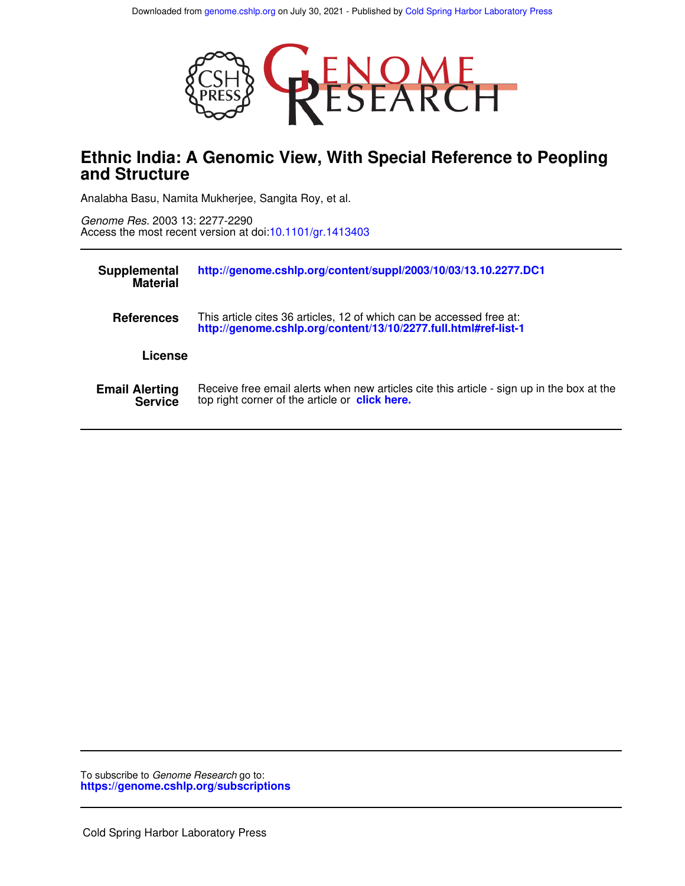Downloaded from genome.cshlp.org on July 30, 2021 - Published by Cold Spring Harbor Laboratory Press

# Ethnic India: A Genomic View, With Special Reference to Peopling and Structure

Analabha Basu, Namita Mukherjee, Sangita Roy, et al.

*Genome Res.* 2003 13: 2277-2290
Access the most recent version at doi:10.1101/gr.1413403

| | |
|---|---|
| **Supplemental Material** | **http://genome.cshlp.org/content/suppl/2003/10/03/13.10.2277.DC1** |
| **References** | This article cites 36 articles, 12 of which can be accessed free at: **http://genome.cshlp.org/content/13/10/2277.full.html#ref-list-1** |
| **License** | |
| **Email Alerting Service** | Receive free email alerts when new articles cite this article - sign up in the box at the top right corner of the article or **click here.** |

To subscribe to *Genome Research* go to:
**https://genome.cshlp.org/subscriptions**

Cold Spring Harbor Laboratory Press